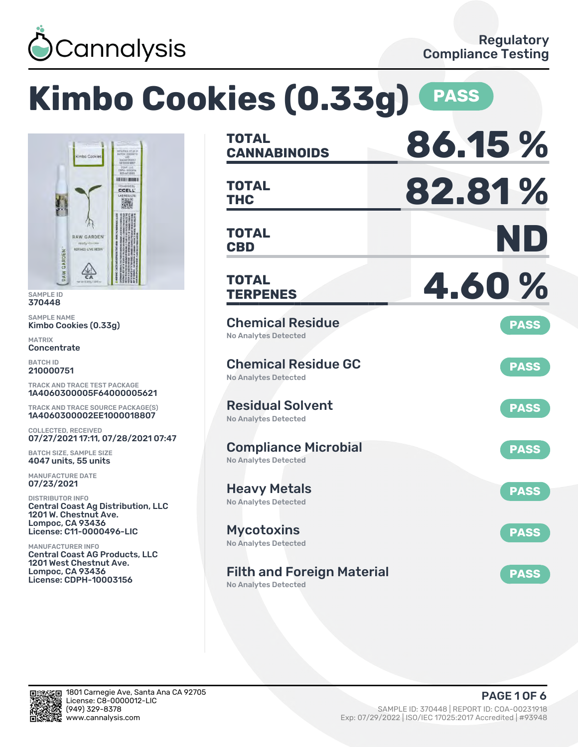Cannalysis

Regulatory Compliance Testing

# Kimbo Cookies (0.33g) PASS

SAMPLE ID
370448

SAMPLE NAME
Kimbo Cookies (0.33g)

MATRIX
Concentrate

BATCH ID
210000751

TRACK AND TRACE TEST PACKAGE
1A4060300005F64000005621

TRACK AND TRACE SOURCE PACKAGE(S)
1A4060300002EE1000018807

COLLECTED, RECEIVED
07/27/2021 17:11, 07/28/2021 07:47

BATCH SIZE, SAMPLE SIZE
4047 units, 55 units

MANUFACTURE DATE
07/23/2021

DISTRIBUTOR INFO
Central Coast Ag Distribution, LLC
1201 W. Chestnut Ave.
Lompoc, CA 93436
License: C11-0000496-LIC

MANUFACTURER INFO
Central Coast AG Products, LLC
1201 West Chestnut Ave.
Lompoc, CA 93436
License: CDPH-10003156

| | |
|---|---|
| **TOTAL CANNABINOIDS** | **86.15 %** |
| **TOTAL THC** | **82.81 %** |
| **TOTAL CBD** | **ND** |
| **TOTAL TERPENES** | **4.60 %** |

| Test | Result | Status |
|---|---|---|
| Chemical Residue | No Analytes Detected | PASS |
| Chemical Residue GC | No Analytes Detected | PASS |
| Residual Solvent | No Analytes Detected | PASS |
| Compliance Microbial | No Analytes Detected | PASS |
| Heavy Metals | No Analytes Detected | PASS |
| Mycotoxins | No Analytes Detected | PASS |
| Filth and Foreign Material | No Analytes Detected | PASS |

1801 Carnegie Ave, Santa Ana CA 92705
License: C8-0000012-LIC
(949) 329-8378
www.cannalysis.com

SAMPLE ID: 370448 | REPORT ID: COA-00231918
Exp: 07/29/2022 | ISO/IEC 17025:2017 Accredited | #93948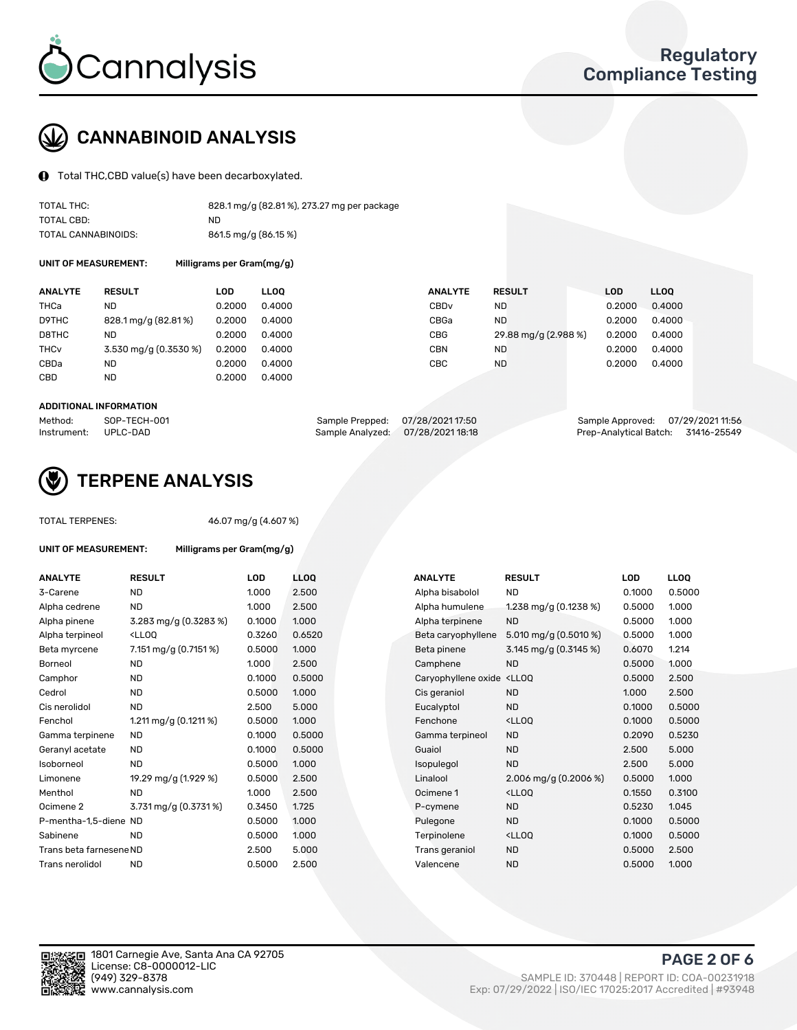# CANNABINOID ANALYSIS

Total THC,CBD value(s) have been decarboxylated.

| | |
|---|---|
| TOTAL THC: | 828.1 mg/g (82.81 %), 273.27 mg per package |
| TOTAL CBD: | ND |
| TOTAL CANNABINOIDS: | 861.5 mg/g (86.15 %) |

**UNIT OF MEASUREMENT:** Milligrams per Gram(mg/g)

| ANALYTE | RESULT | LOD | LLOQ | ANALYTE | RESULT | LOD | LLOQ |
|---|---|---|---|---|---|---|---|
| THCa | ND | 0.2000 | 0.4000 | CBDv | ND | 0.2000 | 0.4000 |
| D9THC | 828.1 mg/g (82.81 %) | 0.2000 | 0.4000 | CBGa | ND | 0.2000 | 0.4000 |
| D8THC | ND | 0.2000 | 0.4000 | CBG | 29.88 mg/g (2.988 %) | 0.2000 | 0.4000 |
| THCv | 3.530 mg/g (0.3530 %) | 0.2000 | 0.4000 | CBN | ND | 0.2000 | 0.4000 |
| CBDa | ND | 0.2000 | 0.4000 | CBC | ND | 0.2000 | 0.4000 |
| CBD | ND | 0.2000 | 0.4000 | | | | |

**ADDITIONAL INFORMATION**

| | | | | | |
|---|---|---|---|---|---|
| Method: | SOP-TECH-001 | Sample Prepped: | 07/28/2021 17:50 | Sample Approved: | 07/29/2021 11:56 |
| Instrument: | UPLC-DAD | Sample Analyzed: | 07/28/2021 18:18 | Prep-Analytical Batch: | 31416-25549 |

# TERPENE ANALYSIS

TOTAL TERPENES: 46.07 mg/g (4.607 %)

**UNIT OF MEASUREMENT:** Milligrams per Gram(mg/g)

| ANALYTE | RESULT | LOD | LLOQ | ANALYTE | RESULT | LOD | LLOQ |
|---|---|---|---|---|---|---|---|
| 3-Carene | ND | 1.000 | 2.500 | Alpha bisabolol | ND | 0.1000 | 0.5000 |
| Alpha cedrene | ND | 1.000 | 2.500 | Alpha humulene | 1.238 mg/g (0.1238 %) | 0.5000 | 1.000 |
| Alpha pinene | 3.283 mg/g (0.3283 %) | 0.1000 | 1.000 | Alpha terpinene | ND | 0.5000 | 1.000 |
| Alpha terpineol | <LLOQ | 0.3260 | 0.6520 | Beta caryophyllene | 5.010 mg/g (0.5010 %) | 0.5000 | 1.000 |
| Beta myrcene | 7.151 mg/g (0.7151 %) | 0.5000 | 1.000 | Beta pinene | 3.145 mg/g (0.3145 %) | 0.6070 | 1.214 |
| Borneol | ND | 1.000 | 2.500 | Camphene | ND | 0.5000 | 1.000 |
| Camphor | ND | 0.1000 | 0.5000 | Caryophyllene oxide | <LLOQ | 0.5000 | 2.500 |
| Cedrol | ND | 0.5000 | 1.000 | Cis geraniol | ND | 1.000 | 2.500 |
| Cis nerolidol | ND | 2.500 | 5.000 | Eucalyptol | ND | 0.1000 | 0.5000 |
| Fenchol | 1.211 mg/g (0.1211 %) | 0.5000 | 1.000 | Fenchone | <LLOQ | 0.1000 | 0.5000 |
| Gamma terpinene | ND | 0.1000 | 0.5000 | Gamma terpineol | ND | 0.2090 | 0.5230 |
| Geranyl acetate | ND | 0.1000 | 0.5000 | Guaiol | ND | 2.500 | 5.000 |
| Isoborneol | ND | 0.5000 | 1.000 | Isopulegol | ND | 2.500 | 5.000 |
| Limonene | 19.29 mg/g (1.929 %) | 0.5000 | 2.500 | Linalool | 2.006 mg/g (0.2006 %) | 0.5000 | 1.000 |
| Menthol | ND | 1.000 | 2.500 | Ocimene 1 | <LLOQ | 0.1550 | 0.3100 |
| Ocimene 2 | 3.731 mg/g (0.3731 %) | 0.3450 | 1.725 | P-cymene | ND | 0.5230 | 1.045 |
| P-mentha-1,5-diene | ND | 0.5000 | 1.000 | Pulegone | ND | 0.1000 | 0.5000 |
| Sabinene | ND | 0.5000 | 1.000 | Terpinolene | <LLOQ | 0.1000 | 0.5000 |
| Trans beta farnesene | ND | 2.500 | 5.000 | Trans geraniol | ND | 0.5000 | 2.500 |
| Trans nerolidol | ND | 0.5000 | 2.500 | Valencene | ND | 0.5000 | 1.000 |

1801 Carnegie Ave, Santa Ana CA 92705
License: C8-0000012-LIC
(949) 329-8378
www.cannalysis.com

SAMPLE ID: 370448 | REPORT ID: COA-00231918
Exp: 07/29/2022 | ISO/IEC 17025:2017 Accredited | #93948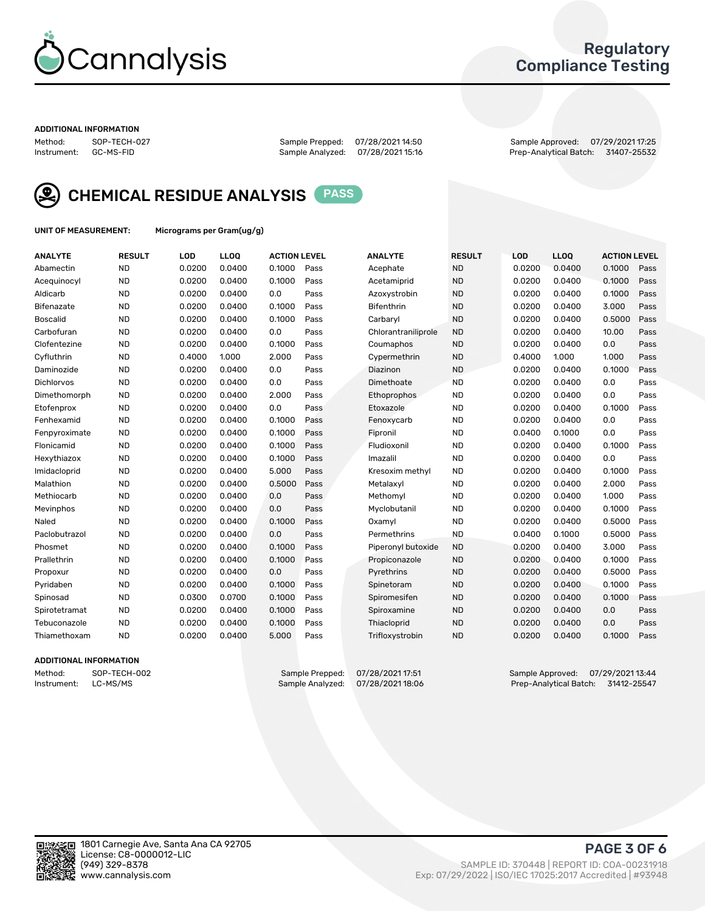# Regulatory Compliance Testing

**ADDITIONAL INFORMATION**

Method: SOP-TECH-027
Instrument: GC-MS-FID

Sample Prepped: 07/28/2021 14:50
Sample Analyzed: 07/28/2021 15:16

Sample Approved: 07/29/2021 17:25
Prep-Analytical Batch: 31407-25532

## CHEMICAL RESIDUE ANALYSIS PASS

**UNIT OF MEASUREMENT:** Micrograms per Gram(ug/g)

| ANALYTE | RESULT | LOD | LLOQ | ACTION LEVEL | | ANALYTE | RESULT | LOD | LLOQ | ACTION LEVEL | |
|---|---|---|---|---|---|---|---|---|---|---|---|
| Abamectin | ND | 0.0200 | 0.0400 | 0.1000 | Pass | Acephate | ND | 0.0200 | 0.0400 | 0.1000 | Pass |
| Acequinocyl | ND | 0.0200 | 0.0400 | 0.1000 | Pass | Acetamiprid | ND | 0.0200 | 0.0400 | 0.1000 | Pass |
| Aldicarb | ND | 0.0200 | 0.0400 | 0.0 | Pass | Azoxystrobin | ND | 0.0200 | 0.0400 | 0.1000 | Pass |
| Bifenazate | ND | 0.0200 | 0.0400 | 0.1000 | Pass | Bifenthrin | ND | 0.0200 | 0.0400 | 3.000 | Pass |
| Boscalid | ND | 0.0200 | 0.0400 | 0.1000 | Pass | Carbaryl | ND | 0.0200 | 0.0400 | 0.5000 | Pass |
| Carbofuran | ND | 0.0200 | 0.0400 | 0.0 | Pass | Chlorantraniliprole | ND | 0.0200 | 0.0400 | 10.00 | Pass |
| Clofentezine | ND | 0.0200 | 0.0400 | 0.1000 | Pass | Coumaphos | ND | 0.0200 | 0.0400 | 0.0 | Pass |
| Cyfluthrin | ND | 0.4000 | 1.000 | 2.000 | Pass | Cypermethrin | ND | 0.4000 | 1.000 | 1.000 | Pass |
| Daminozide | ND | 0.0200 | 0.0400 | 0.0 | Pass | Diazinon | ND | 0.0200 | 0.0400 | 0.1000 | Pass |
| Dichlorvos | ND | 0.0200 | 0.0400 | 0.0 | Pass | Dimethoate | ND | 0.0200 | 0.0400 | 0.0 | Pass |
| Dimethomorph | ND | 0.0200 | 0.0400 | 2.000 | Pass | Ethoprophos | ND | 0.0200 | 0.0400 | 0.0 | Pass |
| Etofenprox | ND | 0.0200 | 0.0400 | 0.0 | Pass | Etoxazole | ND | 0.0200 | 0.0400 | 0.1000 | Pass |
| Fenhexamid | ND | 0.0200 | 0.0400 | 0.1000 | Pass | Fenoxycarb | ND | 0.0200 | 0.0400 | 0.0 | Pass |
| Fenpyroximate | ND | 0.0200 | 0.0400 | 0.1000 | Pass | Fipronil | ND | 0.0400 | 0.1000 | 0.0 | Pass |
| Flonicamid | ND | 0.0200 | 0.0400 | 0.1000 | Pass | Fludioxonil | ND | 0.0200 | 0.0400 | 0.1000 | Pass |
| Hexythiazox | ND | 0.0200 | 0.0400 | 0.1000 | Pass | Imazalil | ND | 0.0200 | 0.0400 | 0.0 | Pass |
| Imidacloprid | ND | 0.0200 | 0.0400 | 5.000 | Pass | Kresoxim methyl | ND | 0.0200 | 0.0400 | 0.1000 | Pass |
| Malathion | ND | 0.0200 | 0.0400 | 0.5000 | Pass | Metalaxyl | ND | 0.0200 | 0.0400 | 2.000 | Pass |
| Methiocarb | ND | 0.0200 | 0.0400 | 0.0 | Pass | Methomyl | ND | 0.0200 | 0.0400 | 1.000 | Pass |
| Mevinphos | ND | 0.0200 | 0.0400 | 0.0 | Pass | Myclobutanil | ND | 0.0200 | 0.0400 | 0.1000 | Pass |
| Naled | ND | 0.0200 | 0.0400 | 0.1000 | Pass | Oxamyl | ND | 0.0200 | 0.0400 | 0.5000 | Pass |
| Paclobutrazol | ND | 0.0200 | 0.0400 | 0.0 | Pass | Permethrins | ND | 0.0400 | 0.1000 | 0.5000 | Pass |
| Phosmet | ND | 0.0200 | 0.0400 | 0.1000 | Pass | Piperonyl butoxide | ND | 0.0200 | 0.0400 | 3.000 | Pass |
| Prallethrin | ND | 0.0200 | 0.0400 | 0.1000 | Pass | Propiconazole | ND | 0.0200 | 0.0400 | 0.1000 | Pass |
| Propoxur | ND | 0.0200 | 0.0400 | 0.0 | Pass | Pyrethrins | ND | 0.0200 | 0.0400 | 0.5000 | Pass |
| Pyridaben | ND | 0.0200 | 0.0400 | 0.1000 | Pass | Spinetoram | ND | 0.0200 | 0.0400 | 0.1000 | Pass |
| Spinosad | ND | 0.0300 | 0.0700 | 0.1000 | Pass | Spiromesifen | ND | 0.0200 | 0.0400 | 0.1000 | Pass |
| Spirotetramat | ND | 0.0200 | 0.0400 | 0.1000 | Pass | Spiroxamine | ND | 0.0200 | 0.0400 | 0.0 | Pass |
| Tebuconazole | ND | 0.0200 | 0.0400 | 0.1000 | Pass | Thiacloprid | ND | 0.0200 | 0.0400 | 0.0 | Pass |
| Thiamethoxam | ND | 0.0200 | 0.0400 | 5.000 | Pass | Trifloxystrobin | ND | 0.0200 | 0.0400 | 0.1000 | Pass |

**ADDITIONAL INFORMATION**

Method: SOP-TECH-002
Instrument: LC-MS/MS

Sample Prepped: 07/28/2021 17:51
Sample Analyzed: 07/28/2021 18:06

Sample Approved: 07/29/2021 13:44
Prep-Analytical Batch: 31412-25547

1801 Carnegie Ave, Santa Ana CA 92705
License: C8-0000012-LIC
(949) 329-8378
www.cannalysis.com

SAMPLE ID: 370448 | REPORT ID: COA-00231918
Exp: 07/29/2022 | ISO/IEC 17025:2017 Accredited | #93948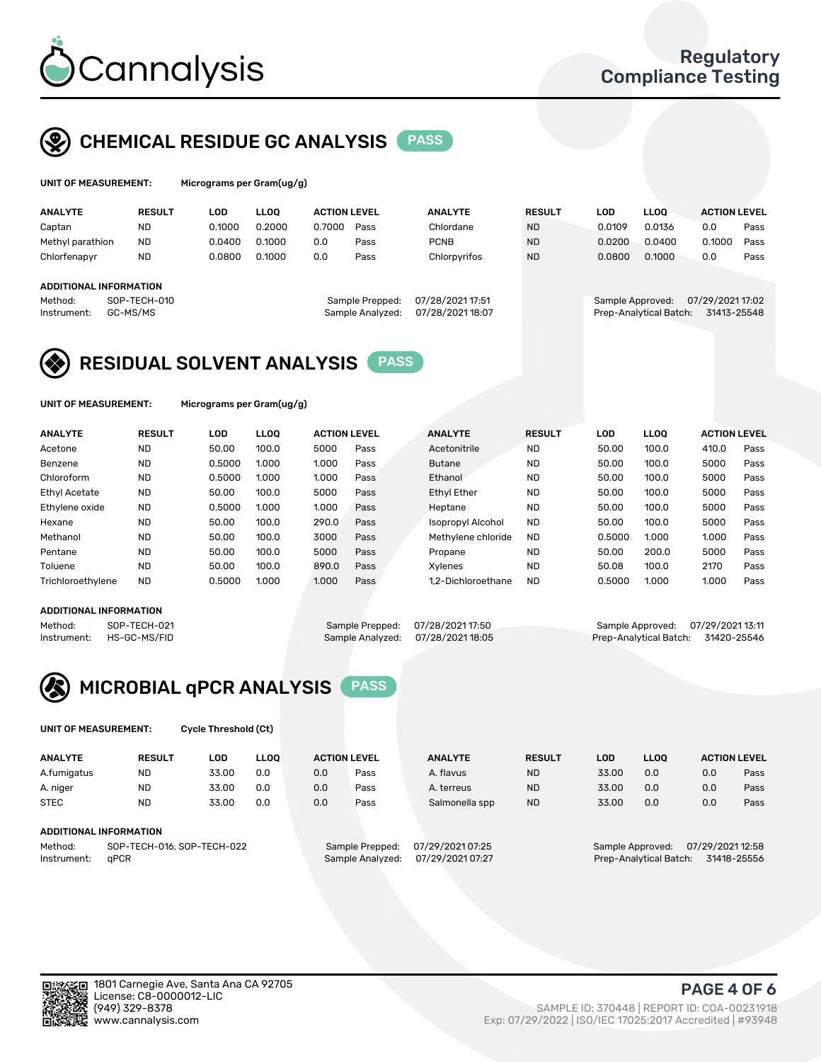# Cannalysis

Regulatory Compliance Testing

## CHEMICAL RESIDUE GC ANALYSIS PASS

**UNIT OF MEASUREMENT:** Micrograms per Gram(ug/g)

| ANALYTE | RESULT | LOD | LLOQ | ACTION LEVEL | | ANALYTE | RESULT | LOD | LLOQ | ACTION LEVEL | |
|---|---|---|---|---|---|---|---|---|---|---|---|
| Captan | ND | 0.1000 | 0.2000 | 0.7000 | Pass | Chlordane | ND | 0.0109 | 0.0136 | 0.0 | Pass |
| Methyl parathion | ND | 0.0400 | 0.1000 | 0.0 | Pass | PCNB | ND | 0.0200 | 0.0400 | 0.1000 | Pass |
| Chlorfenapyr | ND | 0.0800 | 0.1000 | 0.0 | Pass | Chlorpyrifos | ND | 0.0800 | 0.1000 | 0.0 | Pass |

**ADDITIONAL INFORMATION**

Method: SOP-TECH-010
Instrument: GC-MS/MS
Sample Prepped: 07/28/2021 17:51
Sample Analyzed: 07/28/2021 18:07
Sample Approved: 07/29/2021 17:02
Prep-Analytical Batch: 31413-25548

## RESIDUAL SOLVENT ANALYSIS PASS

**UNIT OF MEASUREMENT:** Micrograms per Gram(ug/g)

| ANALYTE | RESULT | LOD | LLOQ | ACTION LEVEL | | ANALYTE | RESULT | LOD | LLOQ | ACTION LEVEL | |
|---|---|---|---|---|---|---|---|---|---|---|---|
| Acetone | ND | 50.00 | 100.0 | 5000 | Pass | Acetonitrile | ND | 50.00 | 100.0 | 410.0 | Pass |
| Benzene | ND | 0.5000 | 1.000 | 1.000 | Pass | Butane | ND | 50.00 | 100.0 | 5000 | Pass |
| Chloroform | ND | 0.5000 | 1.000 | 1.000 | Pass | Ethanol | ND | 50.00 | 100.0 | 5000 | Pass |
| Ethyl Acetate | ND | 50.00 | 100.0 | 5000 | Pass | Ethyl Ether | ND | 50.00 | 100.0 | 5000 | Pass |
| Ethylene oxide | ND | 0.5000 | 1.000 | 1.000 | Pass | Heptane | ND | 50.00 | 100.0 | 5000 | Pass |
| Hexane | ND | 50.00 | 100.0 | 290.0 | Pass | Isopropyl Alcohol | ND | 50.00 | 100.0 | 5000 | Pass |
| Methanol | ND | 50.00 | 100.0 | 3000 | Pass | Methylene chloride | ND | 0.5000 | 1.000 | 1.000 | Pass |
| Pentane | ND | 50.00 | 100.0 | 5000 | Pass | Propane | ND | 50.00 | 200.0 | 5000 | Pass |
| Toluene | ND | 50.00 | 100.0 | 890.0 | Pass | Xylenes | ND | 50.08 | 100.0 | 2170 | Pass |
| Trichloroethylene | ND | 0.5000 | 1.000 | 1.000 | Pass | 1,2-Dichloroethane | ND | 0.5000 | 1.000 | 1.000 | Pass |

**ADDITIONAL INFORMATION**

Method: SOP-TECH-021
Instrument: HS-GC-MS/FID
Sample Prepped: 07/28/2021 17:50
Sample Analyzed: 07/28/2021 18:05
Sample Approved: 07/29/2021 13:11
Prep-Analytical Batch: 31420-25546

## MICROBIAL qPCR ANALYSIS PASS

**UNIT OF MEASUREMENT:** Cycle Threshold (Ct)

| ANALYTE | RESULT | LOD | LLOQ | ACTION LEVEL | | ANALYTE | RESULT | LOD | LLOQ | ACTION LEVEL | |
|---|---|---|---|---|---|---|---|---|---|---|---|
| A.fumigatus | ND | 33.00 | 0.0 | 0.0 | Pass | A. flavus | ND | 33.00 | 0.0 | 0.0 | Pass |
| A. niger | ND | 33.00 | 0.0 | 0.0 | Pass | A. terreus | ND | 33.00 | 0.0 | 0.0 | Pass |
| STEC | ND | 33.00 | 0.0 | 0.0 | Pass | Salmonella spp | ND | 33.00 | 0.0 | 0.0 | Pass |

**ADDITIONAL INFORMATION**

Method: SOP-TECH-016, SOP-TECH-022
Instrument: qPCR
Sample Prepped: 07/29/2021 07:25
Sample Analyzed: 07/29/2021 07:27
Sample Approved: 07/29/2021 12:58
Prep-Analytical Batch: 31418-25556

1801 Carnegie Ave, Santa Ana CA 92705
License: C8-0000012-LIC
(949) 329-8378
www.cannalysis.com

SAMPLE ID: 370448 | REPORT ID: COA-00231918
Exp: 07/29/2022 | ISO/IEC 17025:2017 Accredited | #93948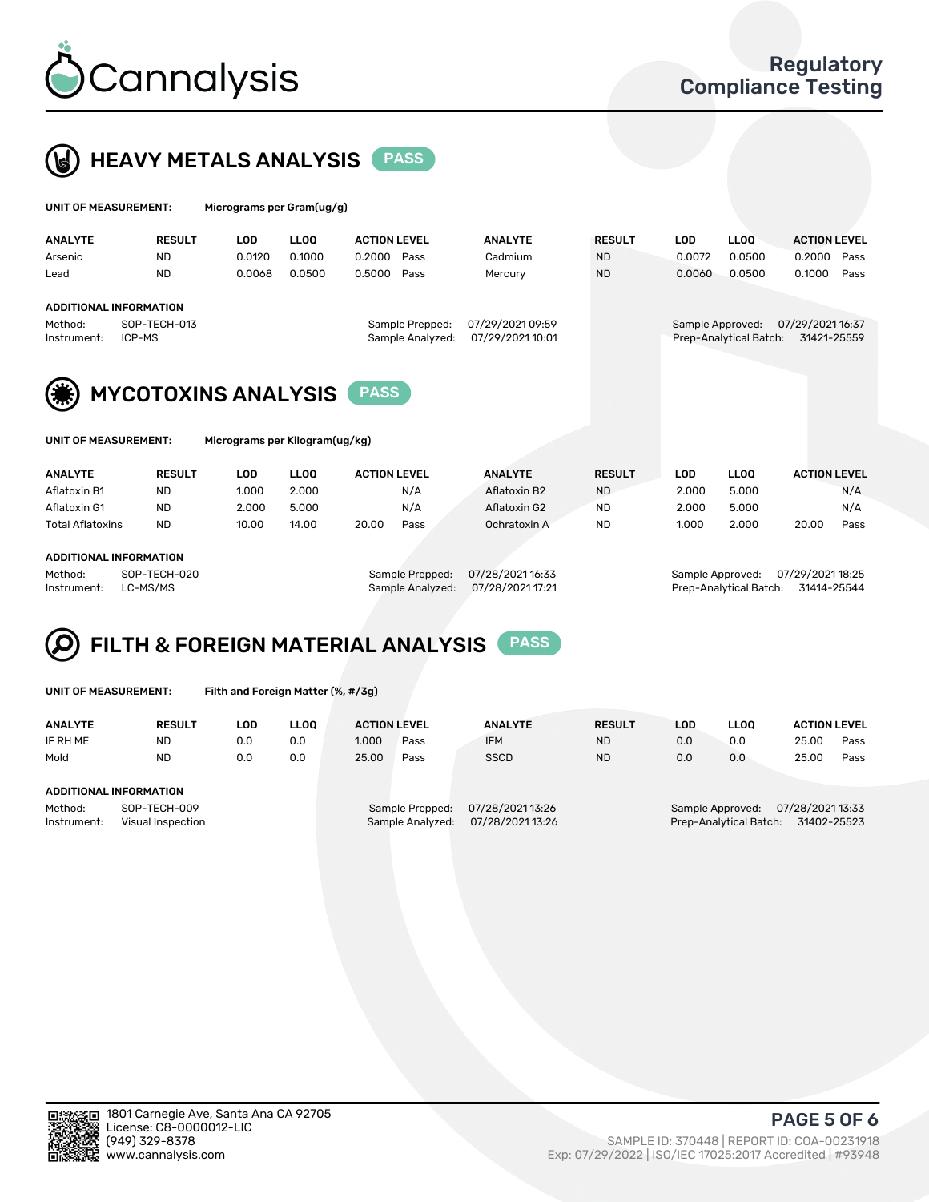## HEAVY METALS ANALYSIS PASS

**UNIT OF MEASUREMENT:** Micrograms per Gram(ug/g)

| ANALYTE | RESULT | LOD | LLOQ | ACTION LEVEL | | ANALYTE | RESULT | LOD | LLOQ | ACTION LEVEL | |
|---|---|---|---|---|---|---|---|---|---|---|---|
| Arsenic | ND | 0.0120 | 0.1000 | 0.2000 | Pass | Cadmium | ND | 0.0072 | 0.0500 | 0.2000 | Pass |
| Lead | ND | 0.0068 | 0.0500 | 0.5000 | Pass | Mercury | ND | 0.0060 | 0.0500 | 0.1000 | Pass |

**ADDITIONAL INFORMATION**

Method: SOP-TECH-013
Instrument: ICP-MS
Sample Prepped: 07/29/2021 09:59
Sample Analyzed: 07/29/2021 10:01
Sample Approved: 07/29/2021 16:37
Prep-Analytical Batch: 31421-25559

## MYCOTOXINS ANALYSIS PASS

**UNIT OF MEASUREMENT:** Micrograms per Kilogram(ug/kg)

| ANALYTE | RESULT | LOD | LLOQ | ACTION LEVEL | | ANALYTE | RESULT | LOD | LLOQ | ACTION LEVEL | |
|---|---|---|---|---|---|---|---|---|---|---|---|
| Aflatoxin B1 | ND | 1.000 | 2.000 | | N/A | Aflatoxin B2 | ND | 2.000 | 5.000 | | N/A |
| Aflatoxin G1 | ND | 2.000 | 5.000 | | N/A | Aflatoxin G2 | ND | 2.000 | 5.000 | | N/A |
| Total Aflatoxins | ND | 10.00 | 14.00 | 20.00 | Pass | Ochratoxin A | ND | 1.000 | 2.000 | 20.00 | Pass |

**ADDITIONAL INFORMATION**

Method: SOP-TECH-020
Instrument: LC-MS/MS
Sample Prepped: 07/28/2021 16:33
Sample Analyzed: 07/28/2021 17:21
Sample Approved: 07/29/2021 18:25
Prep-Analytical Batch: 31414-25544

## FILTH & FOREIGN MATERIAL ANALYSIS PASS

**UNIT OF MEASUREMENT:** Filth and Foreign Matter (%, #/3g)

| ANALYTE | RESULT | LOD | LLOQ | ACTION LEVEL | | ANALYTE | RESULT | LOD | LLOQ | ACTION LEVEL | |
|---|---|---|---|---|---|---|---|---|---|---|---|
| IF RH ME | ND | 0.0 | 0.0 | 1.000 | Pass | IFM | ND | 0.0 | 0.0 | 25.00 | Pass |
| Mold | ND | 0.0 | 0.0 | 25.00 | Pass | SSCD | ND | 0.0 | 0.0 | 25.00 | Pass |

**ADDITIONAL INFORMATION**

Method: SOP-TECH-009
Instrument: Visual Inspection
Sample Prepped: 07/28/2021 13:26
Sample Analyzed: 07/28/2021 13:26
Sample Approved: 07/28/2021 13:33
Prep-Analytical Batch: 31402-25523

1801 Carnegie Ave, Santa Ana CA 92705
License: C8-0000012-LIC
(949) 329-8378
www.cannalysis.com

SAMPLE ID: 370448 | REPORT ID: COA-00231918
Exp: 07/29/2022 | ISO/IEC 17025:2017 Accredited | #93948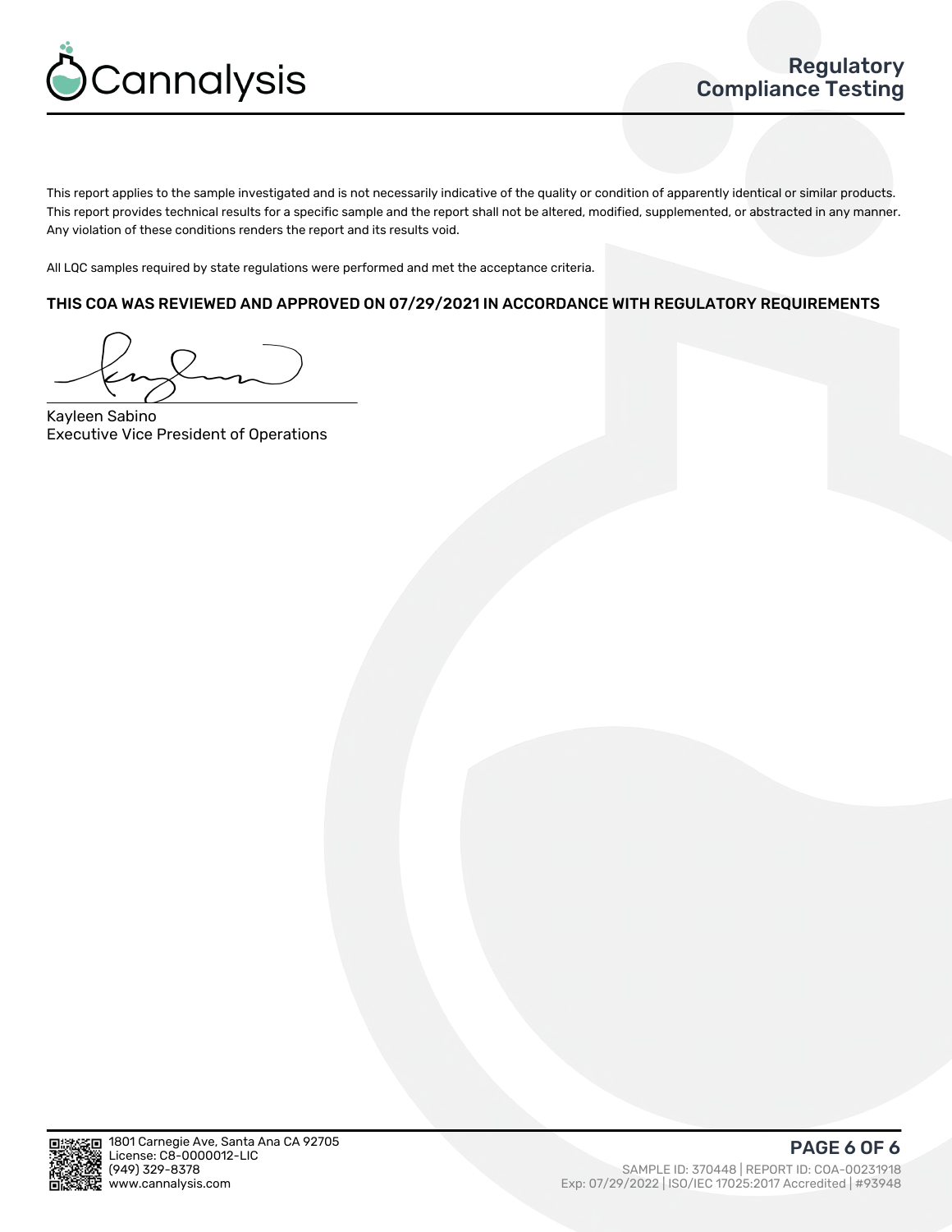This report applies to the sample investigated and is not necessarily indicative of the quality or condition of apparently identical or similar products. This report provides technical results for a specific sample and the report shall not be altered, modified, supplemented, or abstracted in any manner. Any violation of these conditions renders the report and its results void.

All LQC samples required by state regulations were performed and met the acceptance criteria.

**THIS COA WAS REVIEWED AND APPROVED ON 07/29/2021 IN ACCORDANCE WITH REGULATORY REQUIREMENTS**

Kayleen Sabino
Executive Vice President of Operations